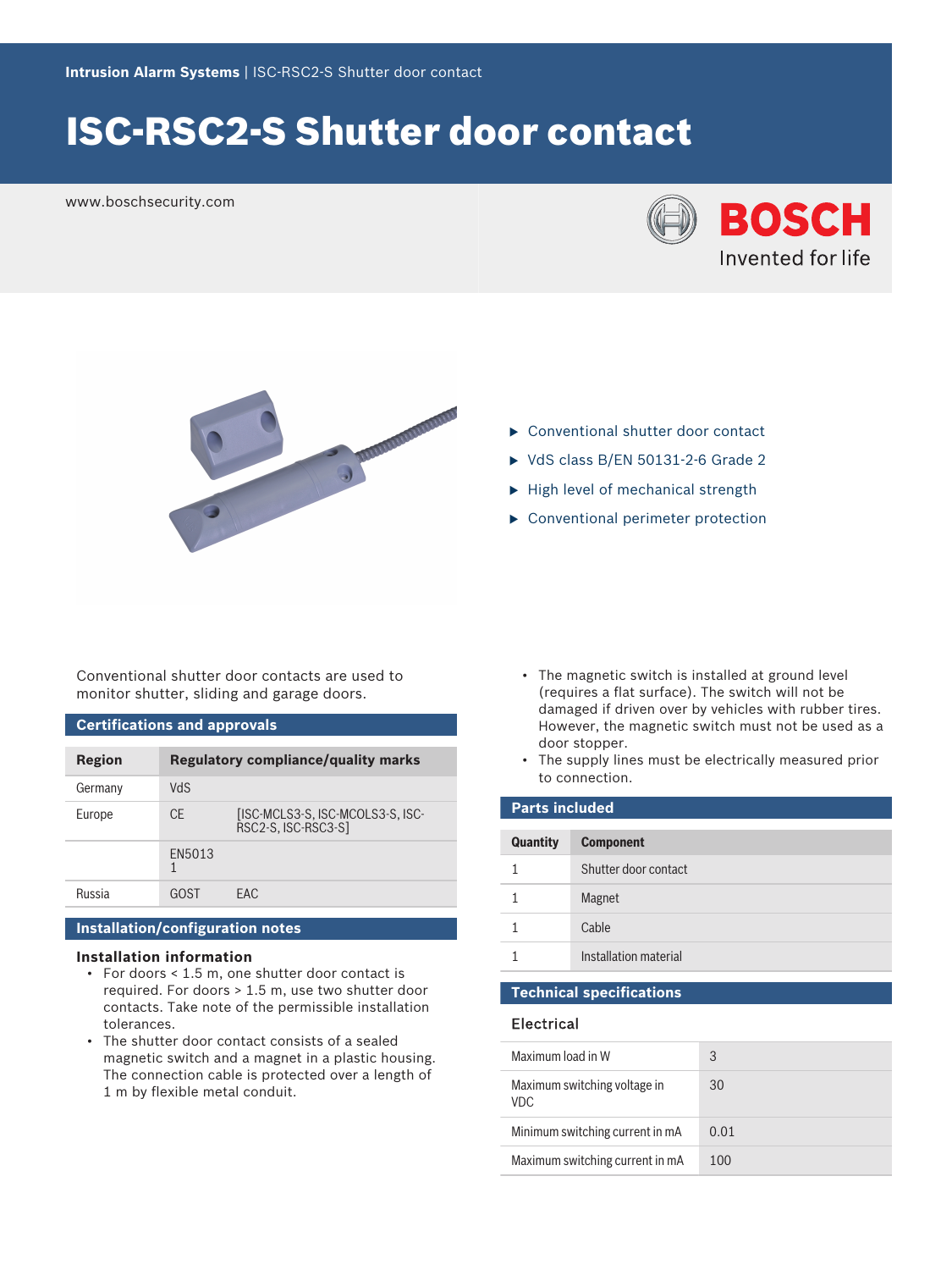Intrusion Alarm Systems | ISC-RSC2-S Shutter door contact

# ISC-RSC2-S Shutter door contact

www.boschsecurity.com

BOSCH
Invented for life

- Conventional shutter door contact
- VdS class B/EN 50131-2-6 Grade 2
- High level of mechanical strength
- Conventional perimeter protection

Conventional shutter door contacts are used to monitor shutter, sliding and garage doors.

## Certifications and approvals

| Region | Regulatory compliance/quality marks | |
|---|---|---|
| Germany | VdS | |
| Europe | CE | [ISC-MCLS3-S, ISC-MCOLS3-S, ISC-RSC2-S, ISC-RSC3-S] |
| | EN50131 | |
| Russia | GOST | EAC |

## Installation/configuration notes

### Installation information

- For doors < 1.5 m, one shutter door contact is required. For doors > 1.5 m, use two shutter door contacts. Take note of the permissible installation tolerances.
- The shutter door contact consists of a sealed magnetic switch and a magnet in a plastic housing. The connection cable is protected over a length of 1 m by flexible metal conduit.
- The magnetic switch is installed at ground level (requires a flat surface). The switch will not be damaged if driven over by vehicles with rubber tires. However, the magnetic switch must not be used as a door stopper.
- The supply lines must be electrically measured prior to connection.

## Parts included

| Quantity | Component |
|---|---|
| 1 | Shutter door contact |
| 1 | Magnet |
| 1 | Cable |
| 1 | Installation material |

## Technical specifications

### Electrical

| | |
|---|---|
| Maximum load in W | 3 |
| Maximum switching voltage in VDC | 30 |
| Minimum switching current in mA | 0.01 |
| Maximum switching current in mA | 100 |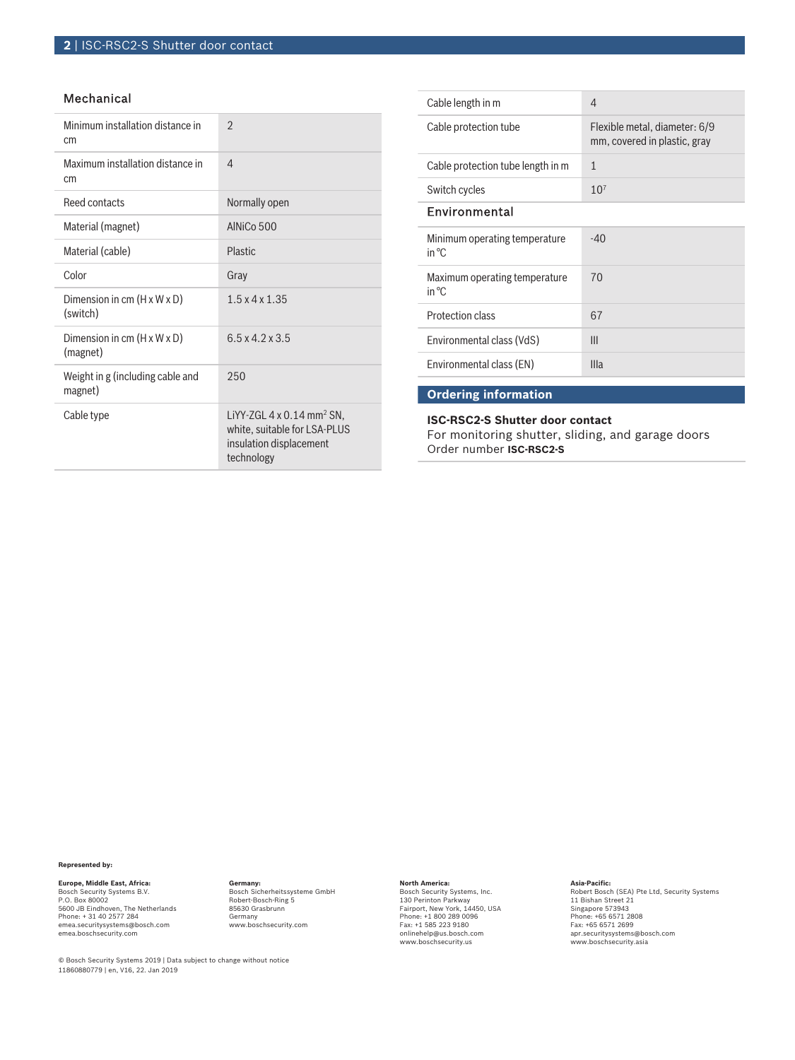## Mechanical

| | |
|---|---|
| Minimum installation distance in cm | 2 |
| Maximum installation distance in cm | 4 |
| Reed contacts | Normally open |
| Material (magnet) | AlNiCo 500 |
| Material (cable) | Plastic |
| Color | Gray |
| Dimension in cm (H x W x D) (switch) | 1.5 x 4 x 1.35 |
| Dimension in cm (H x W x D) (magnet) | 6.5 x 4.2 x 3.5 |
| Weight in g (including cable and magnet) | 250 |
| Cable type | LiYY-ZGL 4 x 0.14 $mm^2$ SN, white, suitable for LSA-PLUS insulation displacement technology |
| Cable length in m | 4 |
| Cable protection tube | Flexible metal, diameter: 6/9 mm, covered in plastic, gray |
| Cable protection tube length in m | 1 |
| Switch cycles | $10^7$ |

## Environmental

| | |
|---|---|
| Minimum operating temperature in °C | -40 |
| Maximum operating temperature in °C | 70 |
| Protection class | 67 |
| Environmental class (VdS) | III |
| Environmental class (EN) | IIIa |

## Ordering information

**ISC-RSC2-S Shutter door contact**
For monitoring shutter, sliding, and garage doors
Order number **ISC-RSC2-S**

**Represented by:**

**Europe, Middle East, Africa:**
Bosch Security Systems B.V.
P.O. Box 80002
5600 JB Eindhoven, The Netherlands
Phone: + 31 40 2577 284
emea.securitysystems@bosch.com
emea.boschsecurity.com

**Germany:**
Bosch Sicherheitssysteme GmbH
Robert-Bosch-Ring 5
85630 Grasbrunn
Germany
www.boschsecurity.com

**North America:**
Bosch Security Systems, Inc.
130 Perinton Parkway
Fairport, New York, 14450, USA
Phone: +1 800 289 0096
Fax: +1 585 223 9180
onlinehelp@us.bosch.com
www.boschsecurity.us

**Asia-Pacific:**
Robert Bosch (SEA) Pte Ltd, Security Systems
11 Bishan Street 21
Singapore 573943
Phone: +65 6571 2808
Fax: +65 6571 2699
apr.securitysystems@bosch.com
www.boschsecurity.asia

© Bosch Security Systems 2019 | Data subject to change without notice
11860880779 | en, V16, 22. Jan 2019